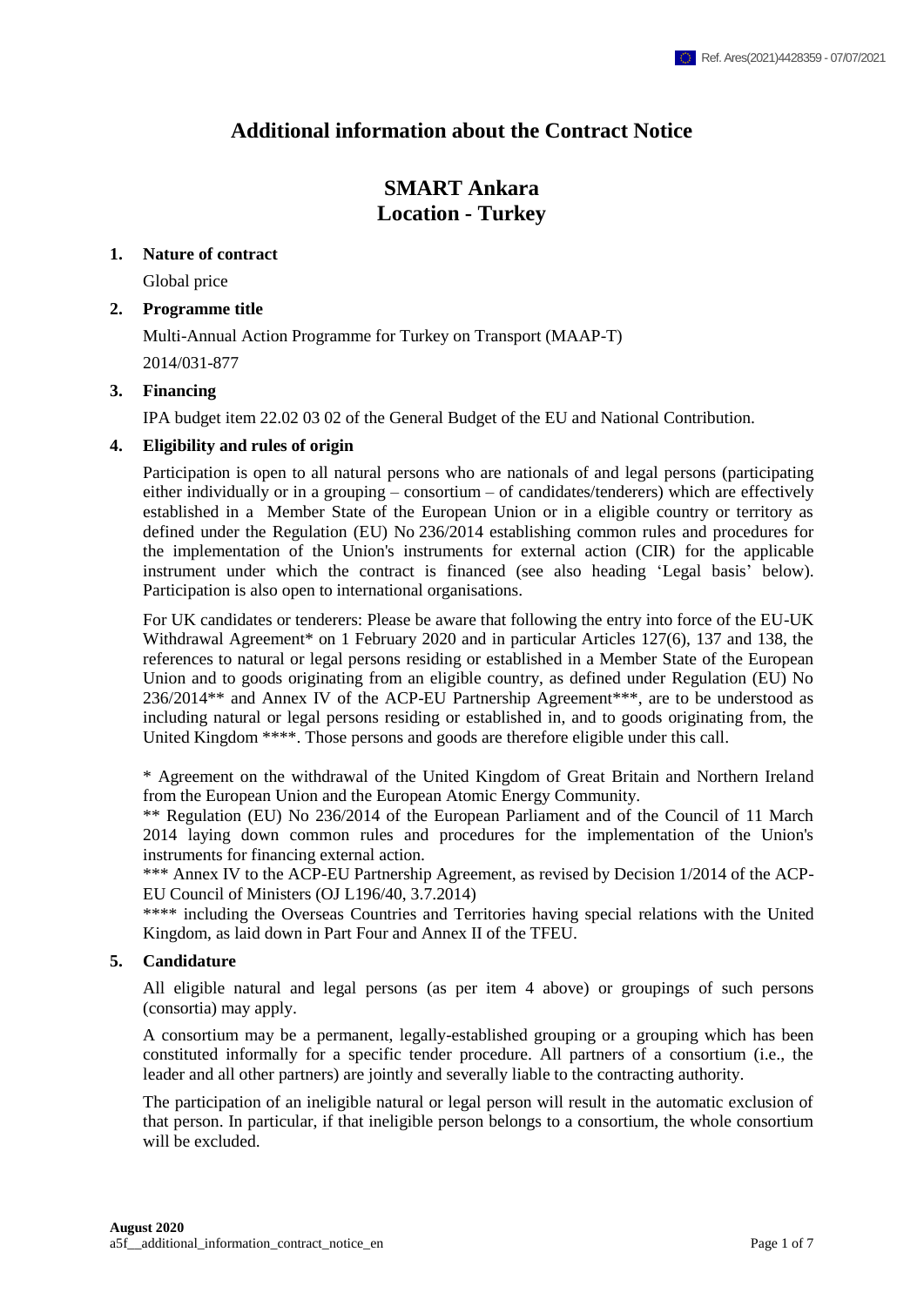# Additional information about the Contract Notice

## SMART Ankara
## Location - Turkey

### 1. Nature of contract

Global price

### 2. Programme title

Multi-Annual Action Programme for Turkey on Transport (MAAP-T)

2014/031-877

### 3. Financing

IPA budget item 22.02 03 02 of the General Budget of the EU and National Contribution.

### 4. Eligibility and rules of origin

Participation is open to all natural persons who are nationals of and legal persons (participating either individually or in a grouping – consortium – of candidates/tenderers) which are effectively established in a Member State of the European Union or in a eligible country or territory as defined under the Regulation (EU) No 236/2014 establishing common rules and procedures for the implementation of the Union's instruments for external action (CIR) for the applicable instrument under which the contract is financed (see also heading 'Legal basis' below). Participation is also open to international organisations.

For UK candidates or tenderers: Please be aware that following the entry into force of the EU-UK Withdrawal Agreement* on 1 February 2020 and in particular Articles 127(6), 137 and 138, the references to natural or legal persons residing or established in a Member State of the European Union and to goods originating from an eligible country, as defined under Regulation (EU) No 236/2014** and Annex IV of the ACP-EU Partnership Agreement***, are to be understood as including natural or legal persons residing or established in, and to goods originating from, the United Kingdom ****. Those persons and goods are therefore eligible under this call.

\* Agreement on the withdrawal of the United Kingdom of Great Britain and Northern Ireland from the European Union and the European Atomic Energy Community.

\** Regulation (EU) No 236/2014 of the European Parliament and of the Council of 11 March 2014 laying down common rules and procedures for the implementation of the Union's instruments for financing external action.

\*** Annex IV to the ACP-EU Partnership Agreement, as revised by Decision 1/2014 of the ACP-EU Council of Ministers (OJ L196/40, 3.7.2014)

\**** including the Overseas Countries and Territories having special relations with the United Kingdom, as laid down in Part Four and Annex II of the TFEU.

### 5. Candidature

All eligible natural and legal persons (as per item 4 above) or groupings of such persons (consortia) may apply.

A consortium may be a permanent, legally-established grouping or a grouping which has been constituted informally for a specific tender procedure. All partners of a consortium (i.e., the leader and all other partners) are jointly and severally liable to the contracting authority.

The participation of an ineligible natural or legal person will result in the automatic exclusion of that person. In particular, if that ineligible person belongs to a consortium, the whole consortium will be excluded.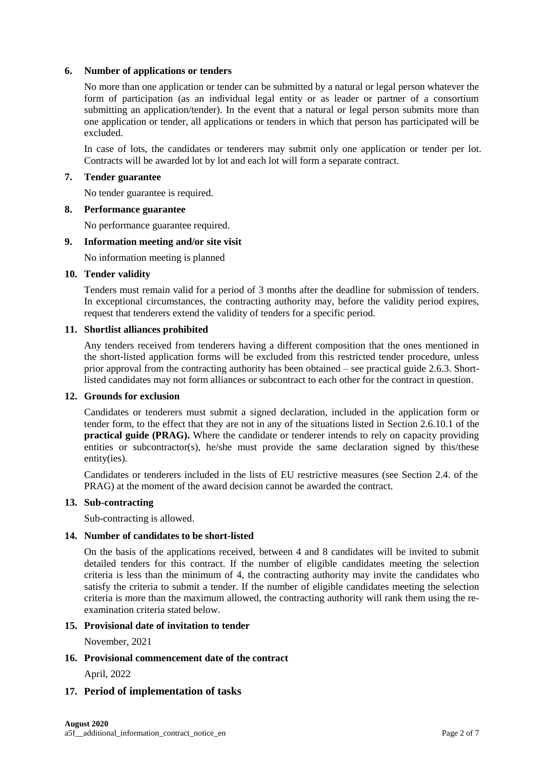## 6. Number of applications or tenders

No more than one application or tender can be submitted by a natural or legal person whatever the form of participation (as an individual legal entity or as leader or partner of a consortium submitting an application/tender). In the event that a natural or legal person submits more than one application or tender, all applications or tenders in which that person has participated will be excluded.

In case of lots, the candidates or tenderers may submit only one application or tender per lot. Contracts will be awarded lot by lot and each lot will form a separate contract.

## 7. Tender guarantee

No tender guarantee is required.

## 8. Performance guarantee

No performance guarantee required.

## 9. Information meeting and/or site visit

No information meeting is planned

## 10. Tender validity

Tenders must remain valid for a period of 3 months after the deadline for submission of tenders. In exceptional circumstances, the contracting authority may, before the validity period expires, request that tenderers extend the validity of tenders for a specific period.

## 11. Shortlist alliances prohibited

Any tenders received from tenderers having a different composition that the ones mentioned in the short-listed application forms will be excluded from this restricted tender procedure, unless prior approval from the contracting authority has been obtained – see practical guide 2.6.3. Short-listed candidates may not form alliances or subcontract to each other for the contract in question.

## 12. Grounds for exclusion

Candidates or tenderers must submit a signed declaration, included in the application form or tender form, to the effect that they are not in any of the situations listed in Section 2.6.10.1 of the **practical guide (PRAG).** Where the candidate or tenderer intends to rely on capacity providing entities or subcontractor(s), he/she must provide the same declaration signed by this/these entity(ies).

Candidates or tenderers included in the lists of EU restrictive measures (see Section 2.4. of the PRAG) at the moment of the award decision cannot be awarded the contract.

## 13. Sub-contracting

Sub-contracting is allowed.

## 14. Number of candidates to be short-listed

On the basis of the applications received, between 4 and 8 candidates will be invited to submit detailed tenders for this contract. If the number of eligible candidates meeting the selection criteria is less than the minimum of 4, the contracting authority may invite the candidates who satisfy the criteria to submit a tender. If the number of eligible candidates meeting the selection criteria is more than the maximum allowed, the contracting authority will rank them using the re-examination criteria stated below.

## 15. Provisional date of invitation to tender

November, 2021

## 16. Provisional commencement date of the contract

April, 2022

## 17. Period of implementation of tasks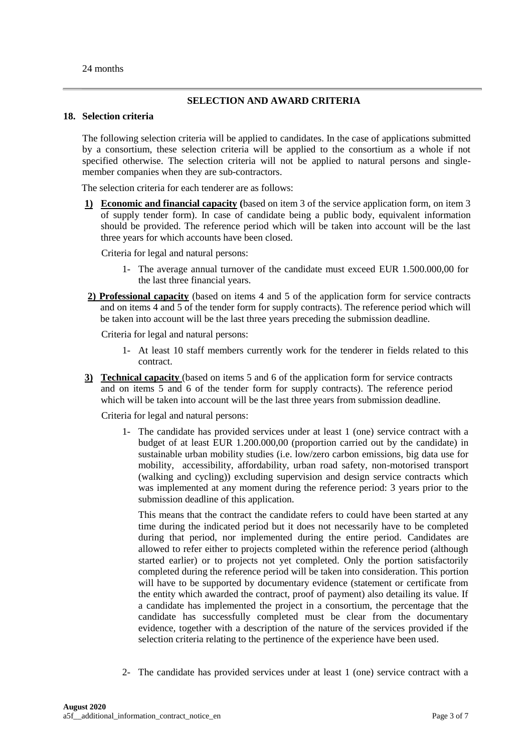24 months

## SELECTION AND AWARD CRITERIA

### 18. Selection criteria

The following selection criteria will be applied to candidates. In the case of applications submitted by a consortium, these selection criteria will be applied to the consortium as a whole if not specified otherwise. The selection criteria will not be applied to natural persons and single-member companies when they are sub-contractors.

The selection criteria for each tenderer are as follows:

**1) Economic and financial capacity (**based on item 3 of the service application form, on item 3 of supply tender form). In case of candidate being a public body, equivalent information should be provided. The reference period which will be taken into account will be the last three years for which accounts have been closed.

Criteria for legal and natural persons:

1- The average annual turnover of the candidate must exceed EUR 1.500.000,00 for the last three financial years.

**2) Professional capacity** (based on items 4 and 5 of the application form for service contracts and on items 4 and 5 of the tender form for supply contracts). The reference period which will be taken into account will be the last three years preceding the submission deadline.

Criteria for legal and natural persons:

1- At least 10 staff members currently work for the tenderer in fields related to this contract.

**3) Technical capacity** (based on items 5 and 6 of the application form for service contracts and on items 5 and 6 of the tender form for supply contracts). The reference period which will be taken into account will be the last three years from submission deadline.

Criteria for legal and natural persons:

1- The candidate has provided services under at least 1 (one) service contract with a budget of at least EUR 1.200.000,00 (proportion carried out by the candidate) in sustainable urban mobility studies (i.e. low/zero carbon emissions, big data use for mobility, accessibility, affordability, urban road safety, non-motorised transport (walking and cycling)) excluding supervision and design service contracts which was implemented at any moment during the reference period: 3 years prior to the submission deadline of this application.

This means that the contract the candidate refers to could have been started at any time during the indicated period but it does not necessarily have to be completed during that period, nor implemented during the entire period. Candidates are allowed to refer either to projects completed within the reference period (although started earlier) or to projects not yet completed. Only the portion satisfactorily completed during the reference period will be taken into consideration. This portion will have to be supported by documentary evidence (statement or certificate from the entity which awarded the contract, proof of payment) also detailing its value. If a candidate has implemented the project in a consortium, the percentage that the candidate has successfully completed must be clear from the documentary evidence, together with a description of the nature of the services provided if the selection criteria relating to the pertinence of the experience have been used.

2- The candidate has provided services under at least 1 (one) service contract with a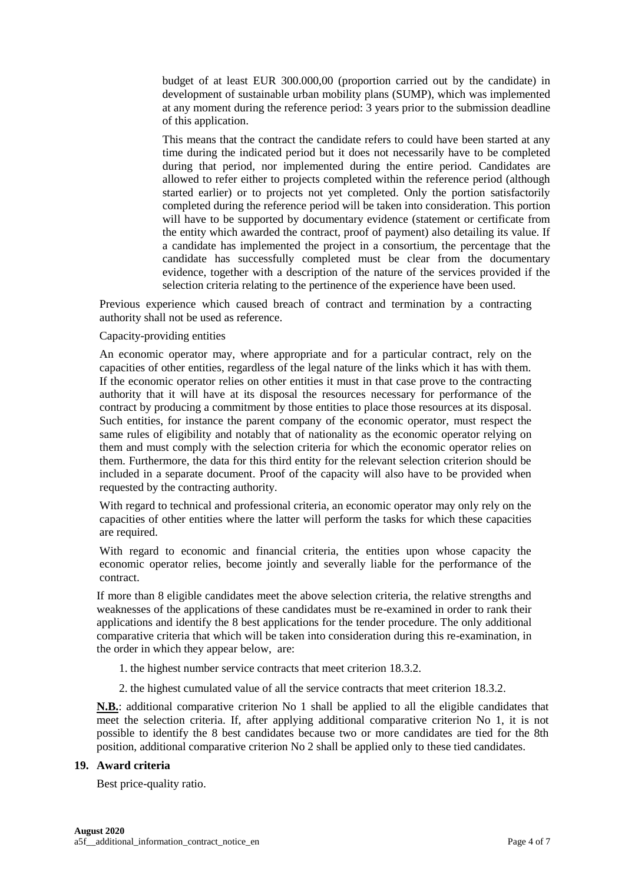budget of at least EUR 300.000,00 (proportion carried out by the candidate) in development of sustainable urban mobility plans (SUMP), which was implemented at any moment during the reference period: 3 years prior to the submission deadline of this application.

This means that the contract the candidate refers to could have been started at any time during the indicated period but it does not necessarily have to be completed during that period, nor implemented during the entire period. Candidates are allowed to refer either to projects completed within the reference period (although started earlier) or to projects not yet completed. Only the portion satisfactorily completed during the reference period will be taken into consideration. This portion will have to be supported by documentary evidence (statement or certificate from the entity which awarded the contract, proof of payment) also detailing its value. If a candidate has implemented the project in a consortium, the percentage that the candidate has successfully completed must be clear from the documentary evidence, together with a description of the nature of the services provided if the selection criteria relating to the pertinence of the experience have been used.

Previous experience which caused breach of contract and termination by a contracting authority shall not be used as reference.

Capacity-providing entities

An economic operator may, where appropriate and for a particular contract, rely on the capacities of other entities, regardless of the legal nature of the links which it has with them. If the economic operator relies on other entities it must in that case prove to the contracting authority that it will have at its disposal the resources necessary for performance of the contract by producing a commitment by those entities to place those resources at its disposal. Such entities, for instance the parent company of the economic operator, must respect the same rules of eligibility and notably that of nationality as the economic operator relying on them and must comply with the selection criteria for which the economic operator relies on them. Furthermore, the data for this third entity for the relevant selection criterion should be included in a separate document. Proof of the capacity will also have to be provided when requested by the contracting authority.

With regard to technical and professional criteria, an economic operator may only rely on the capacities of other entities where the latter will perform the tasks for which these capacities are required.

With regard to economic and financial criteria, the entities upon whose capacity the economic operator relies, become jointly and severally liable for the performance of the contract.

If more than 8 eligible candidates meet the above selection criteria, the relative strengths and weaknesses of the applications of these candidates must be re-examined in order to rank their applications and identify the 8 best applications for the tender procedure. The only additional comparative criteria that which will be taken into consideration during this re-examination, in the order in which they appear below, are:

1. the highest number service contracts that meet criterion 18.3.2.
2. the highest cumulated value of all the service contracts that meet criterion 18.3.2.

**N.B.**: additional comparative criterion No 1 shall be applied to all the eligible candidates that meet the selection criteria. If, after applying additional comparative criterion No 1, it is not possible to identify the 8 best candidates because two or more candidates are tied for the 8th position, additional comparative criterion No 2 shall be applied only to these tied candidates.

## 19. Award criteria

Best price-quality ratio.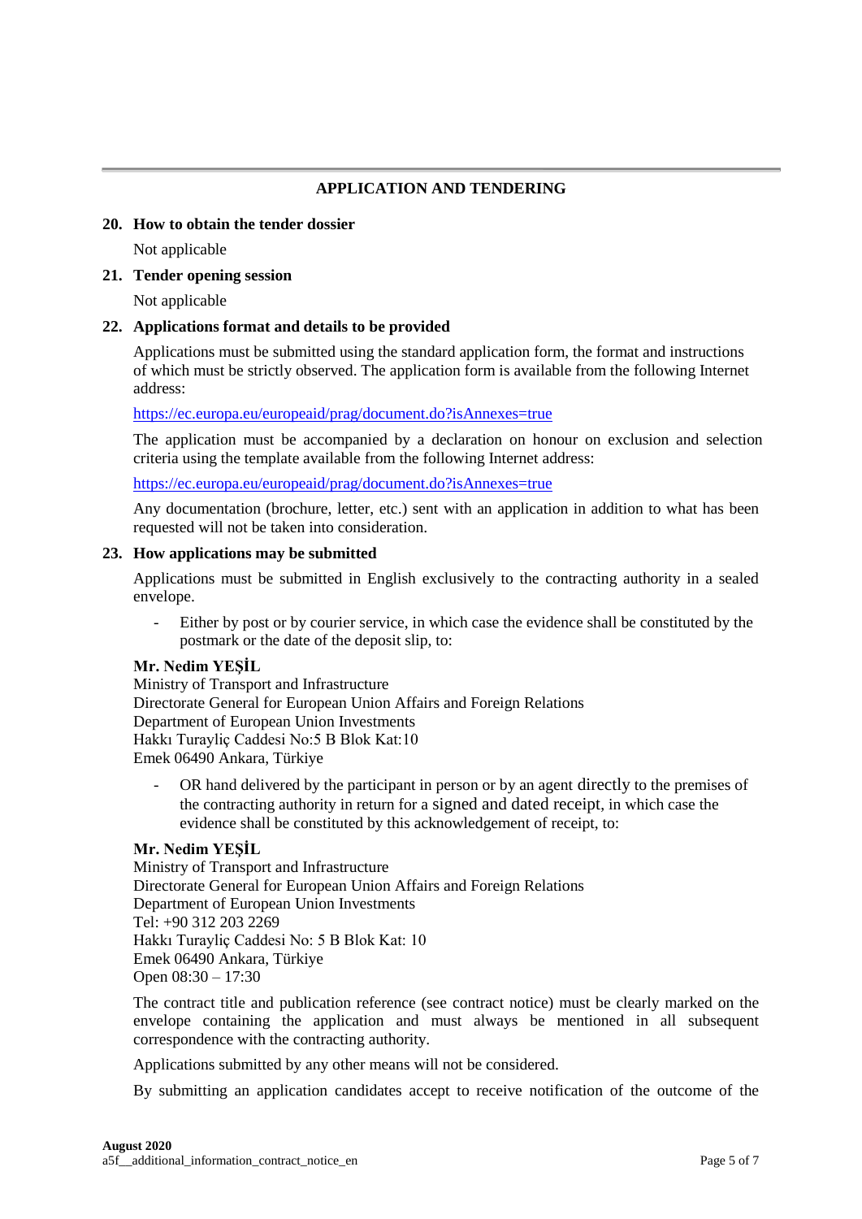## APPLICATION AND TENDERING

### 20. How to obtain the tender dossier

Not applicable

### 21. Tender opening session

Not applicable

### 22. Applications format and details to be provided

Applications must be submitted using the standard application form, the format and instructions of which must be strictly observed. The application form is available from the following Internet address:

https://ec.europa.eu/europeaid/prag/document.do?isAnnexes=true

The application must be accompanied by a declaration on honour on exclusion and selection criteria using the template available from the following Internet address:

https://ec.europa.eu/europeaid/prag/document.do?isAnnexes=true

Any documentation (brochure, letter, etc.) sent with an application in addition to what has been requested will not be taken into consideration.

### 23. How applications may be submitted

Applications must be submitted in English exclusively to the contracting authority in a sealed envelope.

- Either by post or by courier service, in which case the evidence shall be constituted by the postmark or the date of the deposit slip, to:

**Mr. Nedim YEŞİL**
Ministry of Transport and Infrastructure
Directorate General for European Union Affairs and Foreign Relations
Department of European Union Investments
Hakkı Turayliç Caddesi No:5 B Blok Kat:10
Emek 06490 Ankara, Türkiye

- OR hand delivered by the participant in person or by an agent directly to the premises of the contracting authority in return for a signed and dated receipt, in which case the evidence shall be constituted by this acknowledgement of receipt, to:

**Mr. Nedim YEŞİL**
Ministry of Transport and Infrastructure
Directorate General for European Union Affairs and Foreign Relations
Department of European Union Investments
Tel: +90 312 203 2269
Hakkı Turayliç Caddesi No: 5 B Blok Kat: 10
Emek 06490 Ankara, Türkiye
Open 08:30 – 17:30

The contract title and publication reference (see contract notice) must be clearly marked on the envelope containing the application and must always be mentioned in all subsequent correspondence with the contracting authority.

Applications submitted by any other means will not be considered.

By submitting an application candidates accept to receive notification of the outcome of the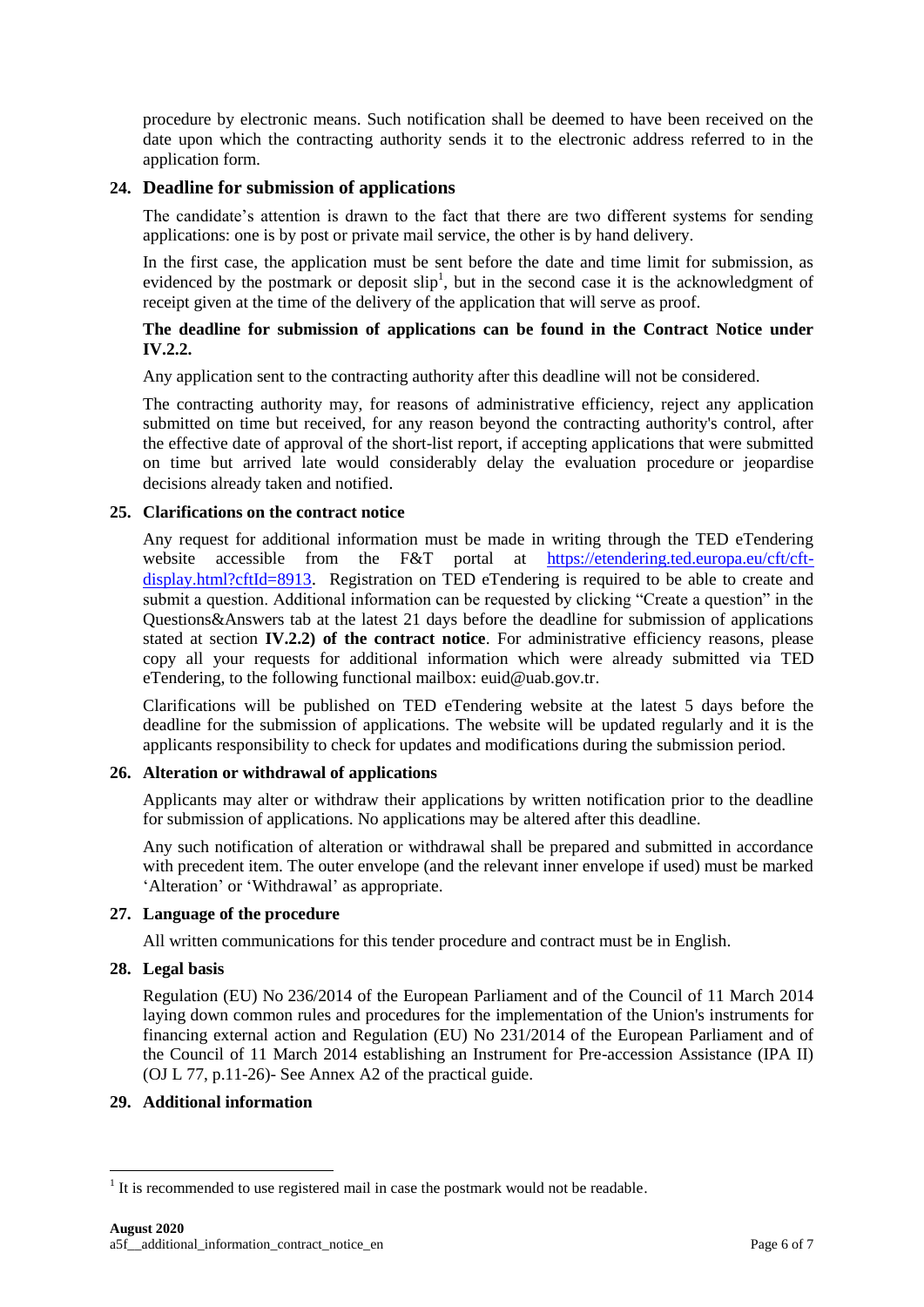procedure by electronic means. Such notification shall be deemed to have been received on the date upon which the contracting authority sends it to the electronic address referred to in the application form.

## 24. Deadline for submission of applications

The candidate's attention is drawn to the fact that there are two different systems for sending applications: one is by post or private mail service, the other is by hand delivery.

In the first case, the application must be sent before the date and time limit for submission, as evidenced by the postmark or deposit slip[1], but in the second case it is the acknowledgment of receipt given at the time of the delivery of the application that will serve as proof.

**The deadline for submission of applications can be found in the Contract Notice under IV.2.2.**

Any application sent to the contracting authority after this deadline will not be considered.

The contracting authority may, for reasons of administrative efficiency, reject any application submitted on time but received, for any reason beyond the contracting authority's control, after the effective date of approval of the short-list report, if accepting applications that were submitted on time but arrived late would considerably delay the evaluation procedure or jeopardise decisions already taken and notified.

## 25. Clarifications on the contract notice

Any request for additional information must be made in writing through the TED eTendering website accessible from the F&T portal at [https://etendering.ted.europa.eu/cft/cft-display.html?cftId=8913](https://etendering.ted.europa.eu/cft/cft-display.html?cftId=8913). Registration on TED eTendering is required to be able to create and submit a question. Additional information can be requested by clicking "Create a question" in the Questions&Answers tab at the latest 21 days before the deadline for submission of applications stated at section **IV.2.2) of the contract notice**. For administrative efficiency reasons, please copy all your requests for additional information which were already submitted via TED eTendering, to the following functional mailbox: euid@uab.gov.tr.

Clarifications will be published on TED eTendering website at the latest 5 days before the deadline for the submission of applications. The website will be updated regularly and it is the applicants responsibility to check for updates and modifications during the submission period.

## 26. Alteration or withdrawal of applications

Applicants may alter or withdraw their applications by written notification prior to the deadline for submission of applications. No applications may be altered after this deadline.

Any such notification of alteration or withdrawal shall be prepared and submitted in accordance with precedent item. The outer envelope (and the relevant inner envelope if used) must be marked 'Alteration' or 'Withdrawal' as appropriate.

## 27. Language of the procedure

All written communications for this tender procedure and contract must be in English.

## 28. Legal basis

Regulation (EU) No 236/2014 of the European Parliament and of the Council of 11 March 2014 laying down common rules and procedures for the implementation of the Union's instruments for financing external action and Regulation (EU) No 231/2014 of the European Parliament and of the Council of 11 March 2014 establishing an Instrument for Pre-accession Assistance (IPA II) (OJ L 77, p.11-26)- See Annex A2 of the practical guide.

## 29. Additional information

[1] It is recommended to use registered mail in case the postmark would not be readable.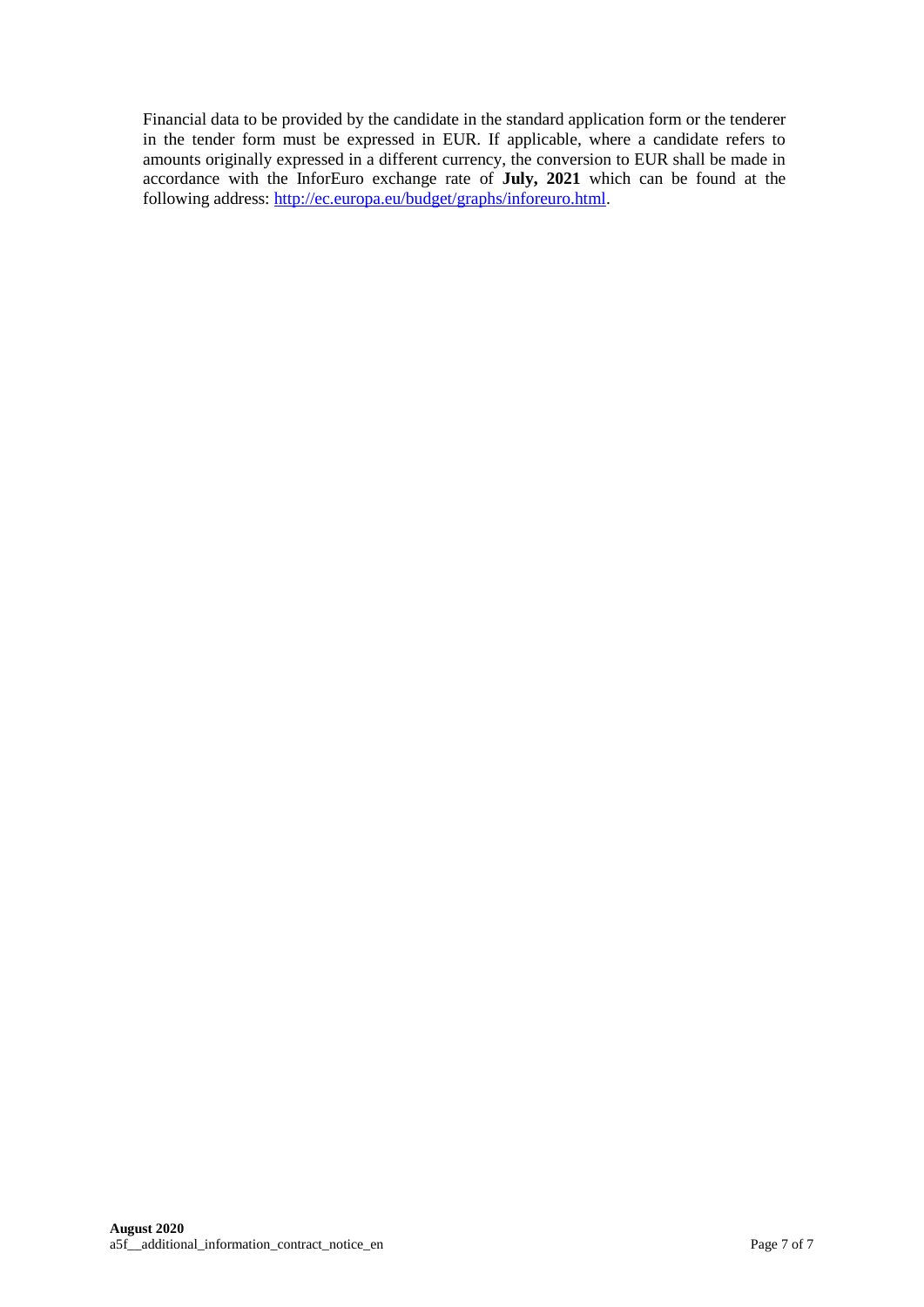Financial data to be provided by the candidate in the standard application form or the tenderer in the tender form must be expressed in EUR. If applicable, where a candidate refers to amounts originally expressed in a different currency, the conversion to EUR shall be made in accordance with the InforEuro exchange rate of **July, 2021** which can be found at the following address: [http://ec.europa.eu/budget/graphs/inforeuro.html](http://ec.europa.eu/budget/graphs/inforeuro.html).